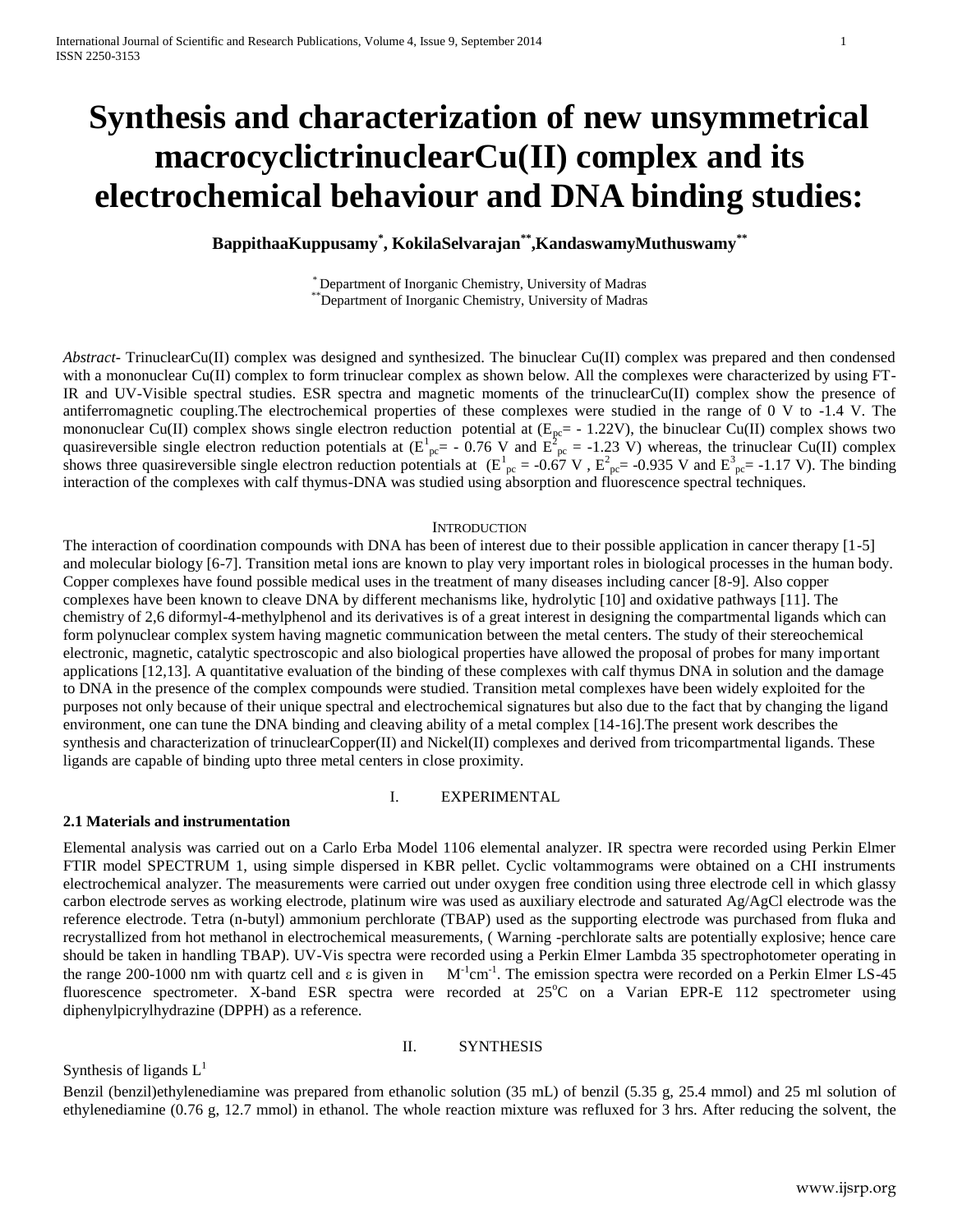# Synthesis and characterization of new unsymmetrical macrocyclictrinuclearCu(II) complex and its electrochemical behaviour and DNA binding studies:

**BappithaaKuppusamy[*], KokilaSelvarajan[**],KandaswamyMuthuswamy[**]**

[*] Department of Inorganic Chemistry, University of Madras
[**]Department of Inorganic Chemistry, University of Madras

*Abstract*- TrinuclearCu(II) complex was designed and synthesized. The binuclear Cu(II) complex was prepared and then condensed with a mononuclear Cu(II) complex to form trinuclear complex as shown below. All the complexes were characterized by using FT-IR and UV-Visible spectral studies. ESR spectra and magnetic moments of the trinuclearCu(II) complex show the presence of antiferromagnetic coupling.The electrochemical properties of these complexes were studied in the range of 0 V to -1.4 V. The mononuclear Cu(II) complex shows single electron reduction potential at ($E_{pc}$= - 1.22V), the binuclear Cu(II) complex shows two quasireversible single electron reduction potentials at ($E^1_{pc}$= - 0.76 V and $E^2_{pc}$ = -1.23 V) whereas, the trinuclear Cu(II) complex shows three quasireversible single electron reduction potentials at ($E^1_{pc}$ = -0.67 V , $E^2_{pc}$= -0.935 V and $E^3_{pc}$= -1.17 V). The binding interaction of the complexes with calf thymus-DNA was studied using absorption and fluorescence spectral techniques.

## INTRODUCTION

The interaction of coordination compounds with DNA has been of interest due to their possible application in cancer therapy [1-5] and molecular biology [6-7]. Transition metal ions are known to play very important roles in biological processes in the human body. Copper complexes have found possible medical uses in the treatment of many diseases including cancer [8-9]. Also copper complexes have been known to cleave DNA by different mechanisms like, hydrolytic [10] and oxidative pathways [11]. The chemistry of 2,6 diformyl-4-methylphenol and its derivatives is of a great interest in designing the compartmental ligands which can form polynuclear complex system having magnetic communication between the metal centers. The study of their stereochemical electronic, magnetic, catalytic spectroscopic and also biological properties have allowed the proposal of probes for many important applications [12,13]. A quantitative evaluation of the binding of these complexes with calf thymus DNA in solution and the damage to DNA in the presence of the complex compounds were studied. Transition metal complexes have been widely exploited for the purposes not only because of their unique spectral and electrochemical signatures but also due to the fact that by changing the ligand environment, one can tune the DNA binding and cleaving ability of a metal complex [14-16].The present work describes the synthesis and characterization of trinuclearCopper(II) and Nickel(II) complexes and derived from tricompartmental ligands. These ligands are capable of binding upto three metal centers in close proximity.

## I. EXPERIMENTAL

### 2.1 Materials and instrumentation

Elemental analysis was carried out on a Carlo Erba Model 1106 elemental analyzer. IR spectra were recorded using Perkin Elmer FTIR model SPECTRUM 1, using simple dispersed in KBR pellet. Cyclic voltammograms were obtained on a CHI instruments electrochemical analyzer. The measurements were carried out under oxygen free condition using three electrode cell in which glassy carbon electrode serves as working electrode, platinum wire was used as auxiliary electrode and saturated Ag/AgCl electrode was the reference electrode. Tetra (n-butyl) ammonium perchlorate (TBAP) used as the supporting electrode was purchased from fluka and recrystallized from hot methanol in electrochemical measurements, ( Warning -perchlorate salts are potentially explosive; hence care should be taken in handling TBAP). UV-Vis spectra were recorded using a Perkin Elmer Lambda 35 spectrophotometer operating in the range 200-1000 nm with quartz cell and ε is given in $M^{-1}cm^{-1}$. The emission spectra were recorded on a Perkin Elmer LS-45 fluorescence spectrometer. X-band ESR spectra were recorded at 25°C on a Varian EPR-E 112 spectrometer using diphenylpicrylhydrazine (DPPH) as a reference.

## II. SYNTHESIS

Synthesis of ligands $L^1$

Benzil (benzil)ethylenediamine was prepared from ethanolic solution (35 mL) of benzil (5.35 g, 25.4 mmol) and 25 ml solution of ethylenediamine (0.76 g, 12.7 mmol) in ethanol. The whole reaction mixture was refluxed for 3 hrs. After reducing the solvent, the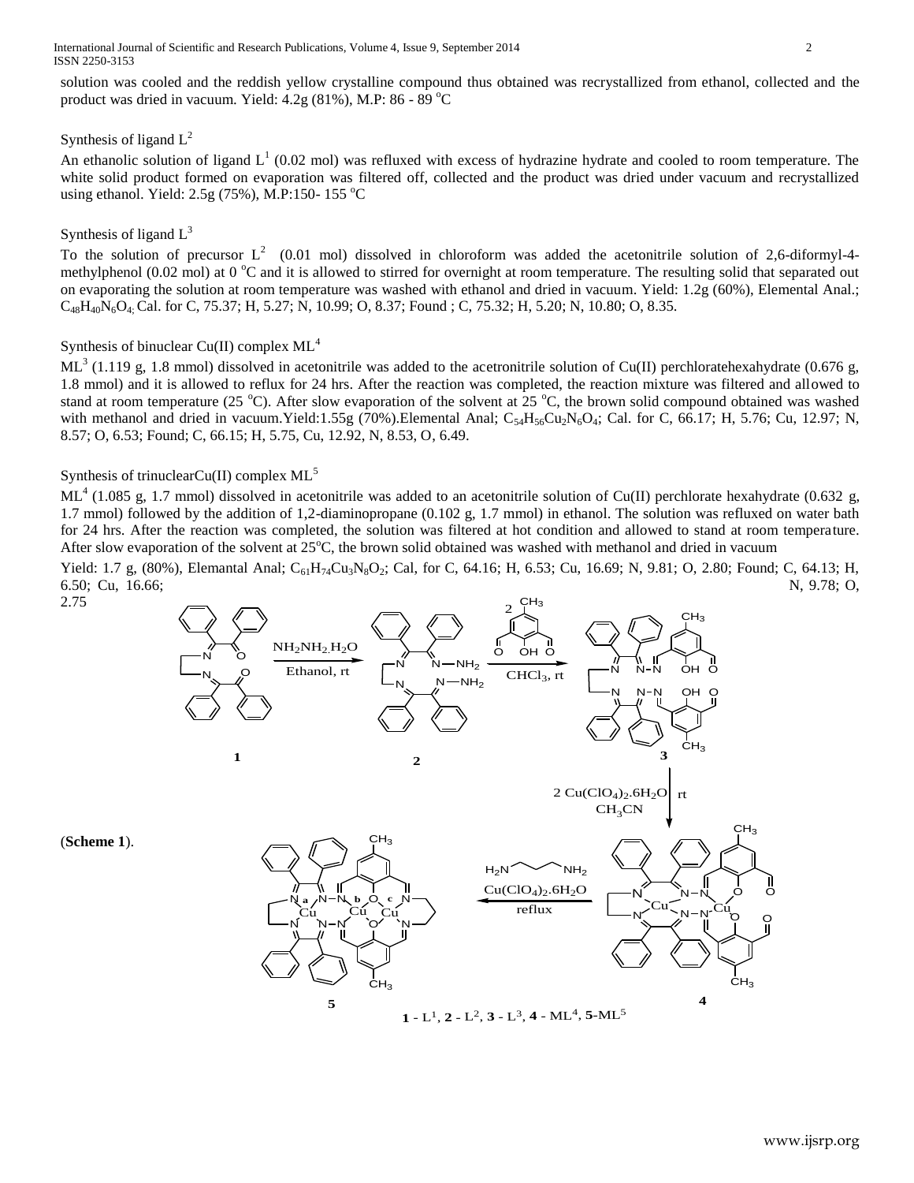solution was cooled and the reddish yellow crystalline compound thus obtained was recrystallized from ethanol, collected and the product was dried in vacuum. Yield: 4.2g (81%), M.P: 86 - 89 °C

Synthesis of ligand $L^2$

An ethanolic solution of ligand $L^1$ (0.02 mol) was refluxed with excess of hydrazine hydrate and cooled to room temperature. The white solid product formed on evaporation was filtered off, collected and the product was dried under vacuum and recrystallized using ethanol. Yield: 2.5g (75%), M.P:150- 155 °C

Synthesis of ligand $L^3$

To the solution of precursor $L^2$ (0.01 mol) dissolved in chloroform was added the acetonitrile solution of 2,6-diformyl-4-methylphenol (0.02 mol) at 0 °C and it is allowed to stirred for overnight at room temperature. The resulting solid that separated out on evaporating the solution at room temperature was washed with ethanol and dried in vacuum. Yield: 1.2g (60%), Elemental Anal.; $C_{48}H_{40}N_6O_4$; Cal. for C, 75.37; H, 5.27; N, 10.99; O, 8.37; Found ; C, 75.32; H, 5.20; N, 10.80; O, 8.35.

Synthesis of binuclear Cu(II) complex $ML^4$

$ML^3$ (1.119 g, 1.8 mmol) dissolved in acetonitrile was added to the acetronitrile solution of Cu(II) perchloratehexahydrate (0.676 g, 1.8 mmol) and it is allowed to reflux for 24 hrs. After the reaction was completed, the reaction mixture was filtered and allowed to stand at room temperature (25 °C). After slow evaporation of the solvent at 25 °C, the brown solid compound obtained was washed with methanol and dried in vacuum.Yield:1.55g (70%).Elemental Anal; $C_{54}H_{56}Cu_2N_6O_4$; Cal. for C, 66.17; H, 5.76; Cu, 12.97; N, 8.57; O, 6.53; Found; C, 66.15; H, 5.75, Cu, 12.92, N, 8.53, O, 6.49.

Synthesis of trinuclearCu(II) complex $ML^5$

$ML^4$ (1.085 g, 1.7 mmol) dissolved in acetonitrile was added to an acetonitrile solution of Cu(II) perchlorate hexahydrate (0.632 g, 1.7 mmol) followed by the addition of 1,2-diaminopropane (0.102 g, 1.7 mmol) in ethanol. The solution was refluxed on water bath for 24 hrs. After the reaction was completed, the solution was filtered at hot condition and allowed to stand at room temperature. After slow evaporation of the solvent at 25°C, the brown solid obtained was washed with methanol and dried in vacuum

Yield: 1.7 g, (80%), Elemantal Anal; $C_{61}H_{74}Cu_3N_8O_2$; Cal, for C, 64.16; H, 6.53; Cu, 16.69; N, 9.81; O, 2.80; Found; C, 64.13; H, 6.50; Cu, 16.66; N, 9.78; O, 2.75

(**Scheme 1**).

**1** - $L^1$, **2** - $L^2$, **3** - $L^3$, **4** - $ML^4$, **5**-$ML^5$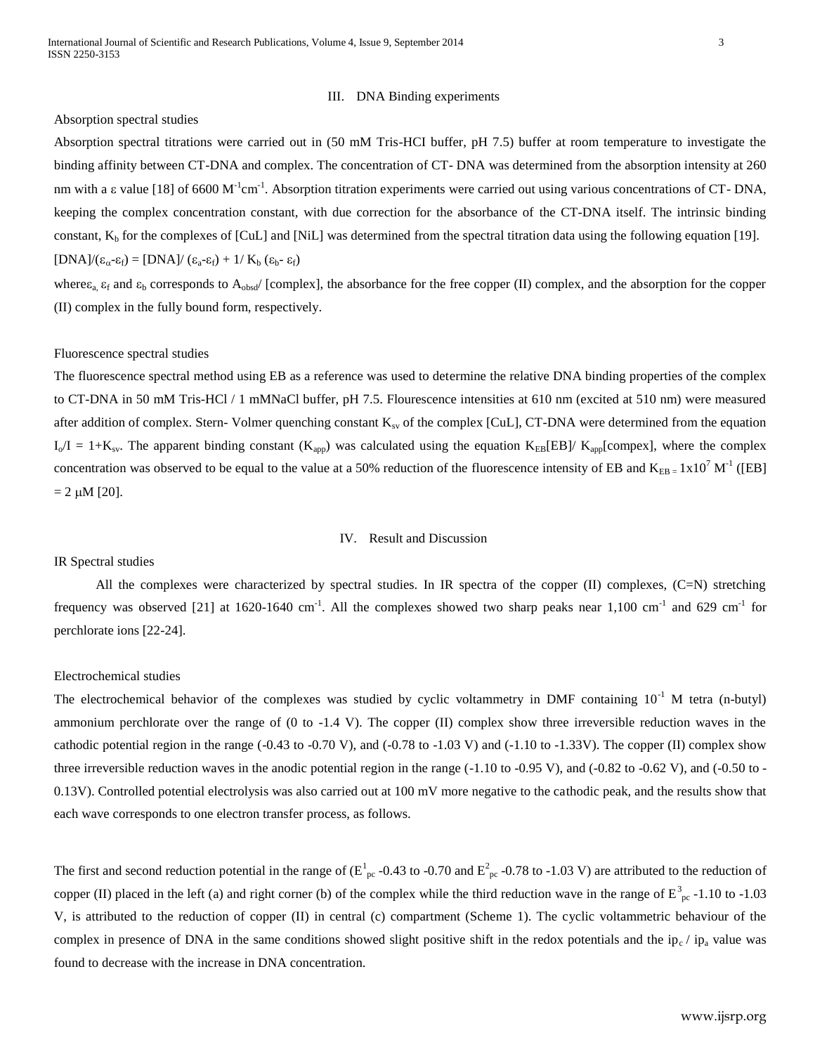## III. DNA Binding experiments

### Absorption spectral studies

Absorption spectral titrations were carried out in (50 mM Tris-HCI buffer, pH 7.5) buffer at room temperature to investigate the binding affinity between CT-DNA and complex. The concentration of CT- DNA was determined from the absorption intensity at 260 nm with a ε value [18] of 6600 $M^{-1}cm^{-1}$. Absorption titration experiments were carried out using various concentrations of CT- DNA, keeping the complex concentration constant, with due correction for the absorbance of the CT-DNA itself. The intrinsic binding constant, $K_b$ for the complexes of [CuL] and [NiL] was determined from the spectral titration data using the following equation [19].

$$[DNA]/(\varepsilon_{\alpha}-\varepsilon_f) = [DNA]/(\varepsilon_a-\varepsilon_f) + 1/K_b(\varepsilon_b-\varepsilon_f)$$

where $\varepsilon_a$, $\varepsilon_f$ and $\varepsilon_b$ corresponds to $A_{obsd}$/ [complex], the absorbance for the free copper (II) complex, and the absorption for the copper (II) complex in the fully bound form, respectively.

### Fluorescence spectral studies

The fluorescence spectral method using EB as a reference was used to determine the relative DNA binding properties of the complex to CT-DNA in 50 mM Tris-HCl / 1 mMNaCl buffer, pH 7.5. Flourescence intensities at 610 nm (excited at 510 nm) were measured after addition of complex. Stern- Volmer quenching constant $K_{sv}$ of the complex [CuL], CT-DNA were determined from the equation $I_o/I = 1+K_{sv}$. The apparent binding constant ($K_{app}$) was calculated using the equation $K_{EB}[EB]/K_{app}[compex]$, where the complex concentration was observed to be equal to the value at a 50% reduction of the fluorescence intensity of EB and $K_{EB} = 1x10^7 M^{-1}$ ([EB] = 2 μM [20].

## IV. Result and Discussion

### IR Spectral studies

All the complexes were characterized by spectral studies. In IR spectra of the copper (II) complexes, (C=N) stretching frequency was observed [21] at 1620-1640 $cm^{-1}$. All the complexes showed two sharp peaks near 1,100 $cm^{-1}$ and 629 $cm^{-1}$ for perchlorate ions [22-24].

### Electrochemical studies

The electrochemical behavior of the complexes was studied by cyclic voltammetry in DMF containing $10^{-1}$ M tetra (n-butyl) ammonium perchlorate over the range of (0 to -1.4 V). The copper (II) complex show three irreversible reduction waves in the cathodic potential region in the range (-0.43 to -0.70 V), and (-0.78 to -1.03 V) and (-1.10 to -1.33V). The copper (II) complex show three irreversible reduction waves in the anodic potential region in the range (-1.10 to -0.95 V), and (-0.82 to -0.62 V), and (-0.50 to -0.13V). Controlled potential electrolysis was also carried out at 100 mV more negative to the cathodic peak, and the results show that each wave corresponds to one electron transfer process, as follows.

The first and second reduction potential in the range of ($E^1_{pc}$ -0.43 to -0.70 and $E^2_{pc}$ -0.78 to -1.03 V) are attributed to the reduction of copper (II) placed in the left (a) and right corner (b) of the complex while the third reduction wave in the range of $E^3_{pc}$ -1.10 to -1.03 V, is attributed to the reduction of copper (II) in central (c) compartment (Scheme 1). The cyclic voltammetric behaviour of the complex in presence of DNA in the same conditions showed slight positive shift in the redox potentials and the $ip_c$ / $ip_a$ value was found to decrease with the increase in DNA concentration.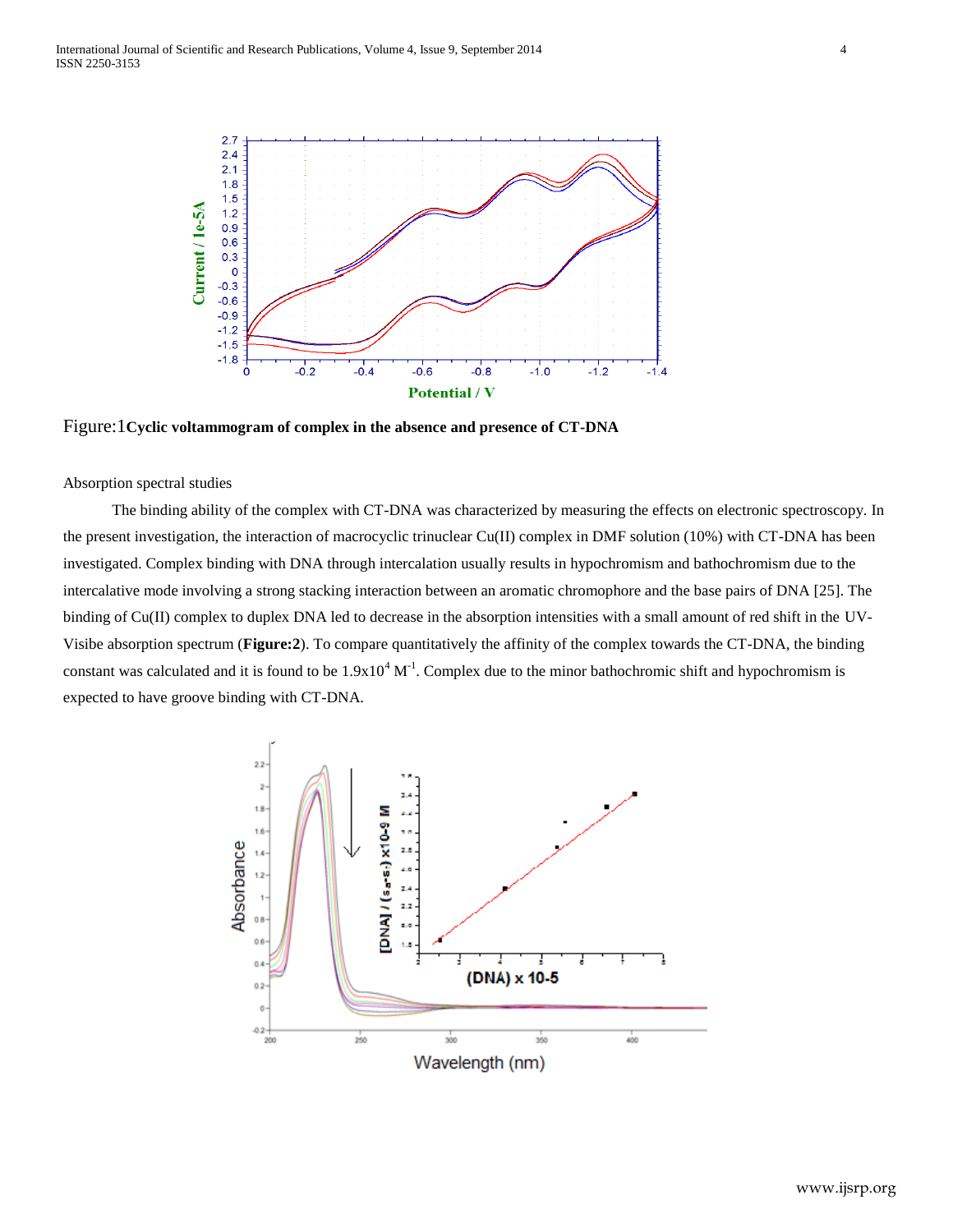Figure:1**Cyclic voltammogram of complex in the absence and presence of CT-DNA**

Absorption spectral studies

The binding ability of the complex with CT-DNA was characterized by measuring the effects on electronic spectroscopy. In the present investigation, the interaction of macrocyclic trinuclear Cu(II) complex in DMF solution (10%) with CT-DNA has been investigated. Complex binding with DNA through intercalation usually results in hypochromism and bathochromism due to the intercalative mode involving a strong stacking interaction between an aromatic chromophore and the base pairs of DNA [25]. The binding of Cu(II) complex to duplex DNA led to decrease in the absorption intensities with a small amount of red shift in the UV-Visibe absorption spectrum (**Figure:2**). To compare quantitatively the affinity of the complex towards the CT-DNA, the binding constant was calculated and it is found to be $1.9 \times 10^4$ $M^{-1}$. Complex due to the minor bathochromic shift and hypochromism is expected to have groove binding with CT-DNA.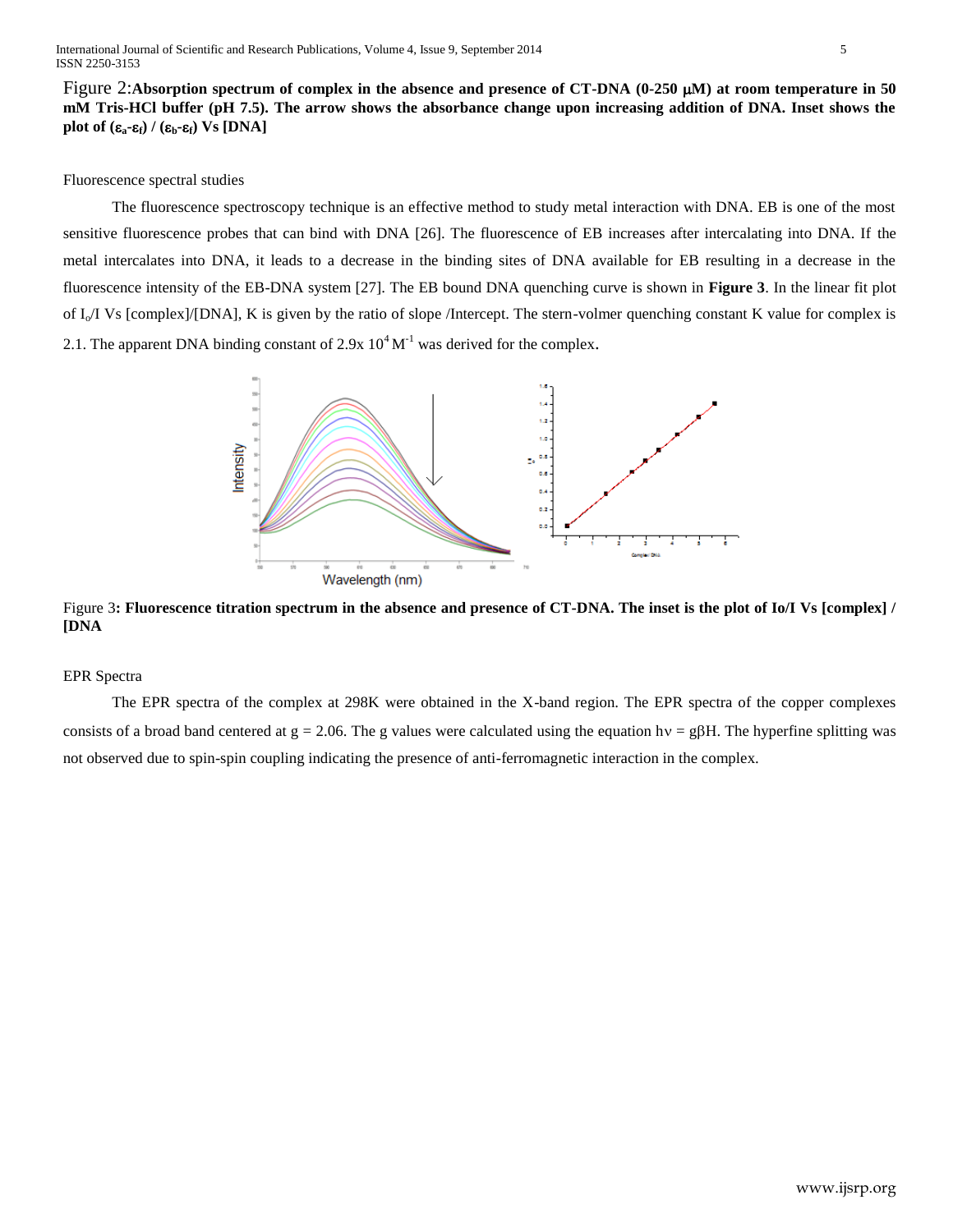Figure 2:**Absorption spectrum of complex in the absence and presence of CT-DNA (0-250 μM) at room temperature in 50 mM Tris-HCl buffer (pH 7.5). The arrow shows the absorbance change upon increasing addition of DNA. Inset shows the plot of ($\varepsilon_a$-$\varepsilon_f$) / ($\varepsilon_b$-$\varepsilon_f$) Vs [DNA]**

Fluorescence spectral studies

The fluorescence spectroscopy technique is an effective method to study metal interaction with DNA. EB is one of the most sensitive fluorescence probes that can bind with DNA [26]. The fluorescence of EB increases after intercalating into DNA. If the metal intercalates into DNA, it leads to a decrease in the binding sites of DNA available for EB resulting in a decrease in the fluorescence intensity of the EB-DNA system [27]. The EB bound DNA quenching curve is shown in **Figure 3**. In the linear fit plot of $I_o$/I Vs [complex]/[DNA], K is given by the ratio of slope /Intercept. The stern-volmer quenching constant K value for complex is 2.1. The apparent DNA binding constant of 2.9x $10^4$ $M^{-1}$ was derived for the complex.

Figure 3**: Fluorescence titration spectrum in the absence and presence of CT-DNA. The inset is the plot of Io/I Vs [complex] / [DNA**

EPR Spectra

The EPR spectra of the complex at 298K were obtained in the X-band region. The EPR spectra of the copper complexes consists of a broad band centered at g = 2.06. The g values were calculated using the equation hν = gβH. The hyperfine splitting was not observed due to spin-spin coupling indicating the presence of anti-ferromagnetic interaction in the complex.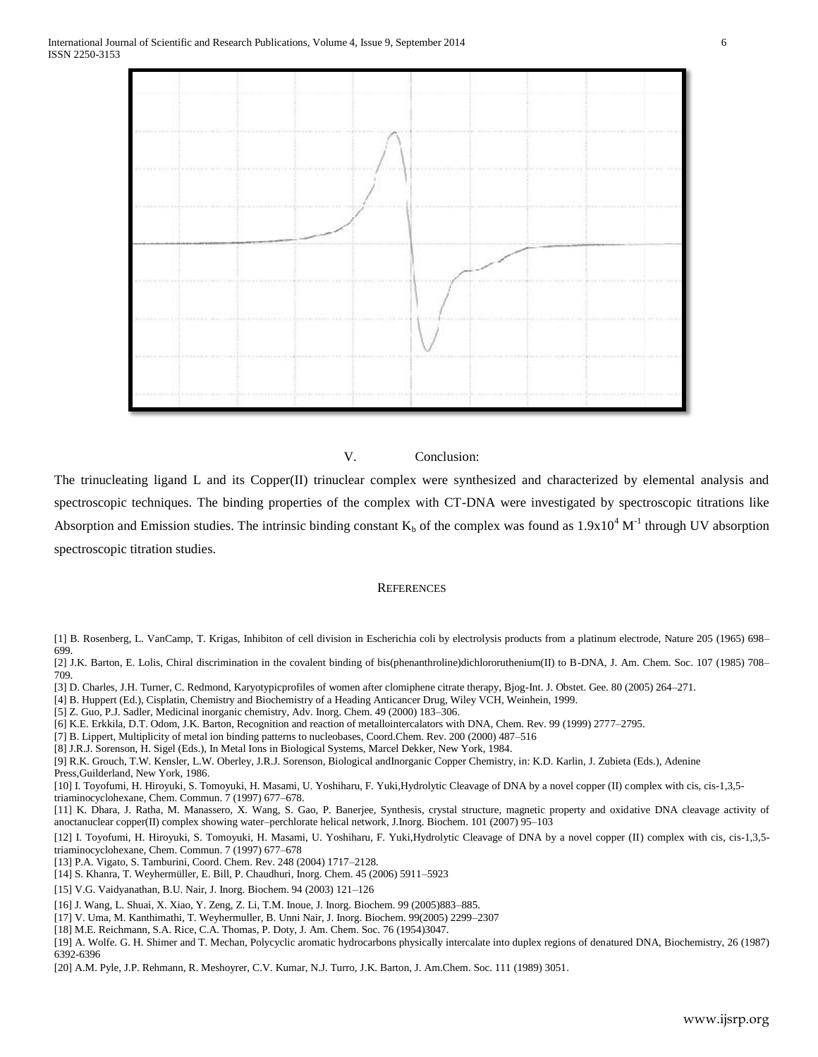## V. Conclusion:

The trinucleating ligand L and its Copper(II) trinuclear complex were synthesized and characterized by elemental analysis and spectroscopic techniques. The binding properties of the complex with CT-DNA were investigated by spectroscopic titrations like Absorption and Emission studies. The intrinsic binding constant $K_b$ of the complex was found as $1.9x10^4$ $M^{-1}$ through UV absorption spectroscopic titration studies.

## REFERENCES

[1] B. Rosenberg, L. VanCamp, T. Krigas, Inhibiton of cell division in Escherichia coli by electrolysis products from a platinum electrode, Nature 205 (1965) 698–699.

[2] J.K. Barton, E. Lolis, Chiral discrimination in the covalent binding of bis(phenanthroline)dichlororuthenium(II) to B-DNA, J. Am. Chem. Soc. 107 (1985) 708–709.

[3] D. Charles, J.H. Turner, C. Redmond, Karyotypicprofiles of women after clomiphene citrate therapy, Bjog-Int. J. Obstet. Gee. 80 (2005) 264–271.

[4] B. Huppert (Ed.), Cisplatin, Chemistry and Biochemistry of a Heading Anticancer Drug, Wiley VCH, Weinhein, 1999.

[5] Z. Guo, P.J. Sadler, Medicinal inorganic chemistry, Adv. Inorg. Chem. 49 (2000) 183–306.

[6] K.E. Erkkila, D.T. Odom, J.K. Barton, Recognition and reaction of metallointercalators with DNA, Chem. Rev. 99 (1999) 2777–2795.

[7] B. Lippert, Multiplicity of metal ion binding patterns to nucleobases, Coord.Chem. Rev. 200 (2000) 487–516

[8] J.R.J. Sorenson, H. Sigel (Eds.), In Metal Ions in Biological Systems, Marcel Dekker, New York, 1984.

[9] R.K. Grouch, T.W. Kensler, L.W. Oberley, J.R.J. Sorenson, Biological andInorganic Copper Chemistry, in: K.D. Karlin, J. Zubieta (Eds.), Adenine Press,Guilderland, New York, 1986.

[10] I. Toyofumi, H. Hiroyuki, S. Tomoyuki, H. Masami, U. Yoshiharu, F. Yuki,Hydrolytic Cleavage of DNA by a novel copper (II) complex with cis, cis-1,3,5-triaminocyclohexane, Chem. Commun. 7 (1997) 677–678.

[11] K. Dhara, J. Ratha, M. Manassero, X. Wang, S. Gao, P. Banerjee, Synthesis, crystal structure, magnetic property and oxidative DNA cleavage activity of anoctanuclear copper(II) complex showing water–perchlorate helical network, J.Inorg. Biochem. 101 (2007) 95–103

[12] I. Toyofumi, H. Hiroyuki, S. Tomoyuki, H. Masami, U. Yoshiharu, F. Yuki,Hydrolytic Cleavage of DNA by a novel copper (II) complex with cis, cis-1,3,5-triaminocyclohexane, Chem. Commun. 7 (1997) 677–678

[13] P.A. Vigato, S. Tamburini, Coord. Chem. Rev. 248 (2004) 1717–2128.

[14] S. Khanra, T. Weyhermüller, E. Bill, P. Chaudhuri, Inorg. Chem. 45 (2006) 5911–5923

[15] V.G. Vaidyanathan, B.U. Nair, J. Inorg. Biochem. 94 (2003) 121–126

[16] J. Wang, L. Shuai, X. Xiao, Y. Zeng, Z. Li, T.M. Inoue, J. Inorg. Biochem. 99 (2005)883–885.

[17] V. Uma, M. Kanthimathi, T. Weyhermuller, B. Unni Nair, J. Inorg. Biochem. 99(2005) 2299–2307

[18] M.E. Reichmann, S.A. Rice, C.A. Thomas, P. Doty, J. Am. Chem. Soc. 76 (1954)3047.

[19] A. Wolfe. G. H. Shimer and T. Mechan, Polycyclic aromatic hydrocarbons physically intercalate into duplex regions of denatured DNA, Biochemistry, 26 (1987) 6392-6396

[20] A.M. Pyle, J.P. Rehmann, R. Meshoyrer, C.V. Kumar, N.J. Turro, J.K. Barton, J. Am.Chem. Soc. 111 (1989) 3051.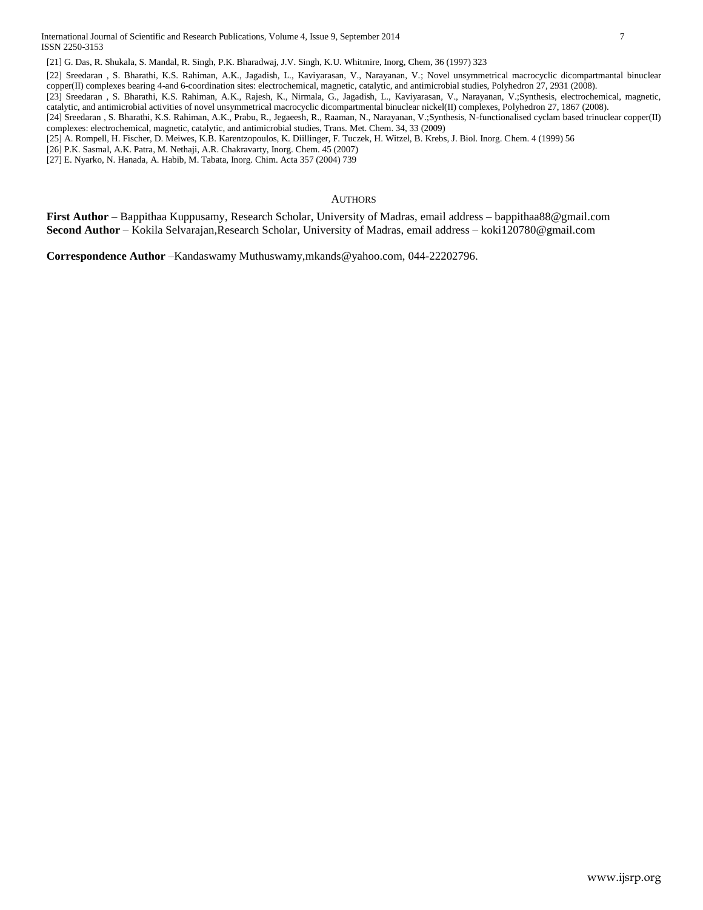[21] G. Das, R. Shukala, S. Mandal, R. Singh, P.K. Bharadwaj, J.V. Singh, K.U. Whitmire, Inorg, Chem, 36 (1997) 323

[22] Sreedaran , S. Bharathi, K.S. Rahiman, A.K., Jagadish, L., Kaviyarasan, V., Narayanan, V.; Novel unsymmetrical macrocyclic dicompartmantal binuclear copper(II) complexes bearing 4-and 6-coordination sites: electrochemical, magnetic, catalytic, and antimicrobial studies, Polyhedron 27, 2931 (2008).

[23] Sreedaran , S. Bharathi, K.S. Rahiman, A.K., Rajesh, K., Nirmala, G., Jagadish, L., Kaviyarasan, V., Narayanan, V.;Synthesis, electrochemical, magnetic, catalytic, and antimicrobial activities of novel unsymmetrical macrocyclic dicompartmental binuclear nickel(II) complexes, Polyhedron 27, 1867 (2008).

[24] Sreedaran , S. Bharathi, K.S. Rahiman, A.K., Prabu, R., Jegaeesh, R., Raaman, N., Narayanan, V.;Synthesis, N-functionalised cyclam based trinuclear copper(II) complexes: electrochemical, magnetic, catalytic, and antimicrobial studies, Trans. Met. Chem. 34, 33 (2009)

[25] A. Rompell, H. Fischer, D. Meiwes, K.B. Karentzopoulos, K. Diillinger, F. Tuczek, H. Witzel, B. Krebs, J. Biol. Inorg. Chem. 4 (1999) 56

[26] P.K. Sasmal, A.K. Patra, M. Nethaji, A.R. Chakravarty, Inorg. Chem. 45 (2007)

[27] E. Nyarko, N. Hanada, A. Habib, M. Tabata, Inorg. Chim. Acta 357 (2004) 739

## AUTHORS

**First Author** – Bappithaa Kuppusamy, Research Scholar, University of Madras, email address – bappithaa88@gmail.com
**Second Author** – Kokila Selvarajan,Research Scholar, University of Madras, email address – koki120780@gmail.com

**Correspondence Author** –Kandaswamy Muthuswamy,mkands@yahoo.com, 044-22202796.